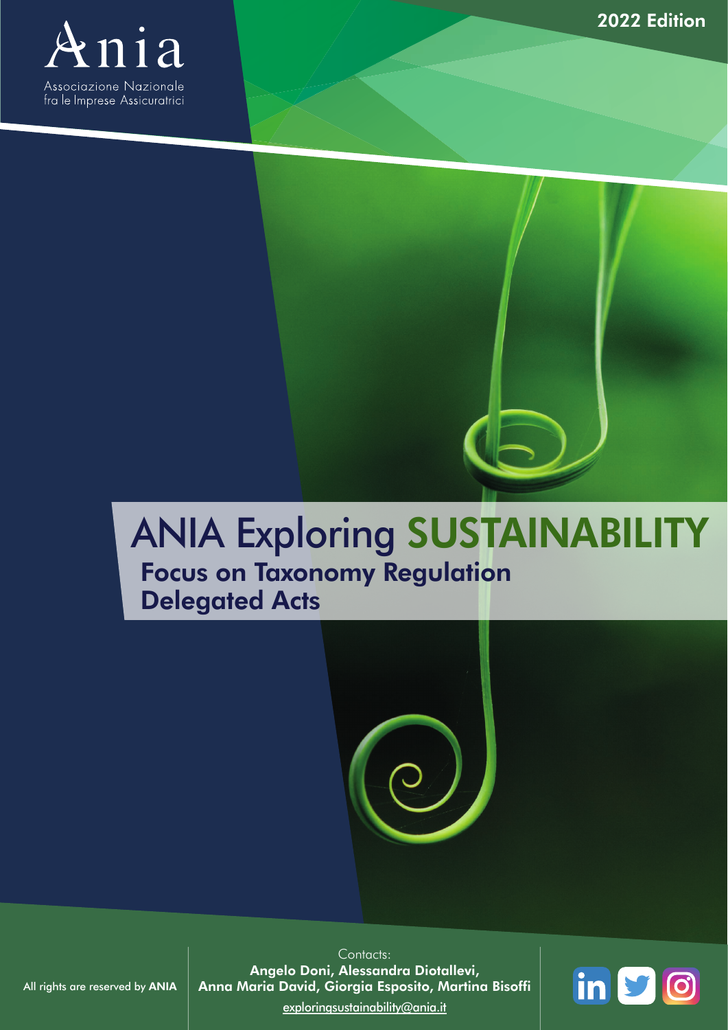Ania

Associazione Nazionale fra le Imprese Assicuratrici

2022 Edition

# ANIA Exploring SUSTAINABILITY

## Focus on Taxonomy Regulation Delegated Acts

All rights are reserved by ANIA

Contacts:
**Angelo Doni, Alessandra Diotallevi, Anna Maria David, Giorgia Esposito, Martina Bisoffi**
exploringsustainability@ania.it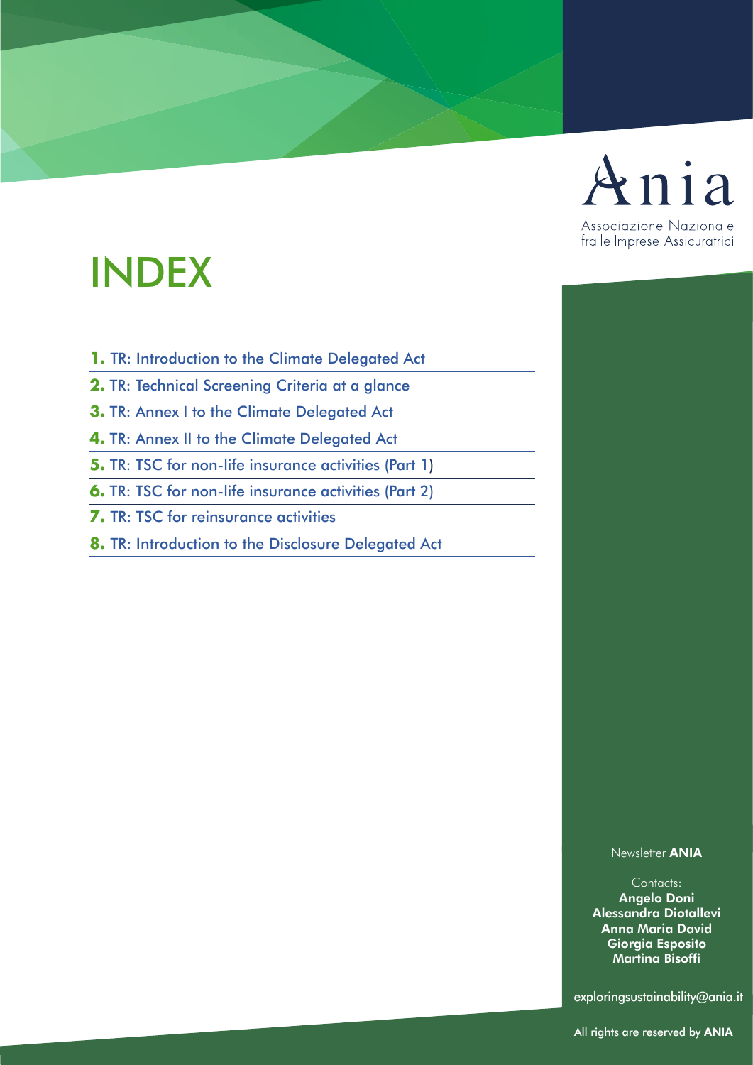Ania

Associazione Nazionale fra le Imprese Assicuratrici

# INDEX

1. TR: Introduction to the Climate Delegated Act
2. TR: Technical Screening Criteria at a glance
3. TR: Annex I to the Climate Delegated Act
4. TR: Annex II to the Climate Delegated Act
5. TR: TSC for non-life insurance activities (Part 1)
6. TR: TSC for non-life insurance activities (Part 2)
7. TR: TSC for reinsurance activities
8. TR: Introduction to the Disclosure Delegated Act

Newsletter **ANIA**

Contacts:
**Angelo Doni**
**Alessandra Diotallevi**
**Anna Maria David**
**Giorgia Esposito**
**Martina Bisoffi**

exploringsustainability@ania.it

All rights are reserved by **ANIA**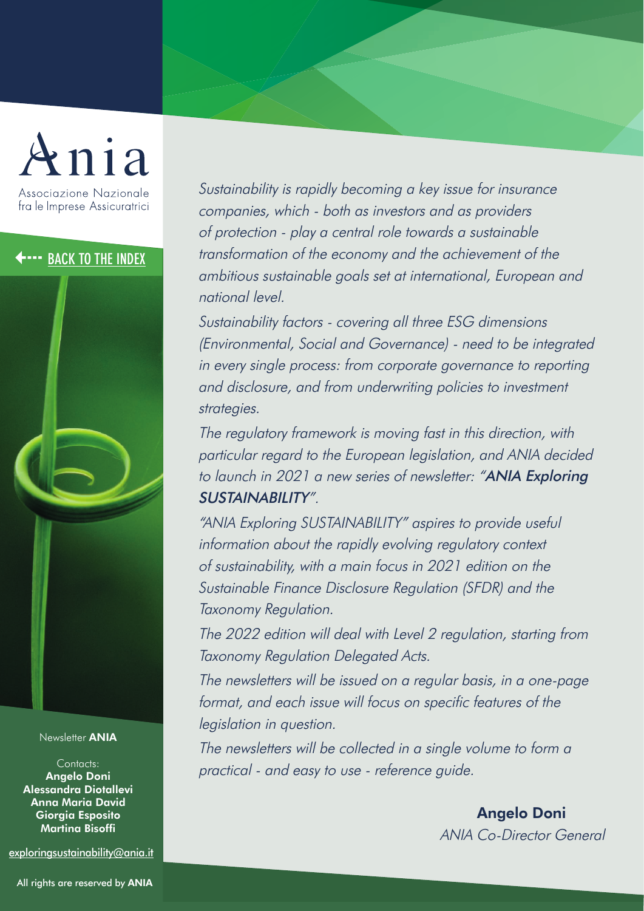Ania

Associazione Nazionale fra le Imprese Assicuratrici

BACK TO THE INDEX

*Sustainability is rapidly becoming a key issue for insurance companies, which - both as investors and as providers of protection - play a central role towards a sustainable transformation of the economy and the achievement of the ambitious sustainable goals set at international, European and national level.*

*Sustainability factors - covering all three ESG dimensions (Environmental, Social and Governance) - need to be integrated in every single process: from corporate governance to reporting and disclosure, and from underwriting policies to investment strategies.*

*The regulatory framework is moving fast in this direction, with particular regard to the European legislation, and ANIA decided to launch in 2021 a new series of newsletter: "**ANIA Exploring SUSTAINABILITY**".*

*"ANIA Exploring SUSTAINABILITY" aspires to provide useful information about the rapidly evolving regulatory context of sustainability, with a main focus in 2021 edition on the Sustainable Finance Disclosure Regulation (SFDR) and the Taxonomy Regulation.*

*The 2022 edition will deal with Level 2 regulation, starting from Taxonomy Regulation Delegated Acts.*

*The newsletters will be issued on a regular basis, in a one-page format, and each issue will focus on specific features of the legislation in question.*

*The newsletters will be collected in a single volume to form a practical - and easy to use - reference guide.*

**Angelo Doni**
*ANIA Co-Director General*

Newsletter **ANIA**

Contacts:
**Angelo Doni**
**Alessandra Diotallevi**
**Anna Maria David**
**Giorgia Esposito**
**Martina Bisoffi**

exploringsustainability@ania.it

All rights are reserved by **ANIA**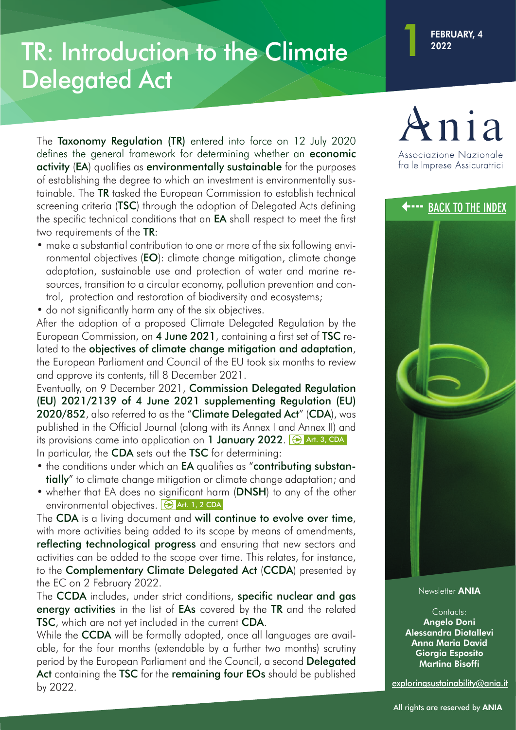# TR: Introduction to the Climate Delegated Act

1

FEBRUARY, 4 2022

The **Taxonomy Regulation (TR)** entered into force on 12 July 2020 defines the general framework for determining whether an **economic activity** (**EA**) qualifies as **environmentally sustainable** for the purposes of establishing the degree to which an investment is environmentally sustainable. The **TR** tasked the European Commission to establish technical screening criteria (**TSC**) through the adoption of Delegated Acts defining the specific technical conditions that an **EA** shall respect to meet the first two requirements of the **TR**:

- make a substantial contribution to one or more of the six following environmental objectives (**EO**): climate change mitigation, climate change adaptation, sustainable use and protection of water and marine resources, transition to a circular economy, pollution prevention and control, protection and restoration of biodiversity and ecosystems;
- do not significantly harm any of the six objectives.

After the adoption of a proposed Climate Delegated Regulation by the European Commission, on **4 June 2021**, containing a first set of **TSC** related to the **objectives of climate change mitigation and adaptation**, the European Parliament and Council of the EU took six months to review and approve its contents, till 8 December 2021.

Eventually, on 9 December 2021, **Commission Delegated Regulation (EU) 2021/2139 of 4 June 2021 supplementing Regulation (EU) 2020/852**, also referred to as the "**Climate Delegated Act**" (**CDA**), was published in the Official Journal (along with its Annex I and Annex II) and its provisions came into application on **1 January 2022**. Art. 3, CDA

In particular, the **CDA** sets out the **TSC** for determining:

- the conditions under which an **EA** qualifies as "**contributing substantially**" to climate change mitigation or climate change adaptation; and
- whether that EA does no significant harm (**DNSH**) to any of the other environmental objectives. Art. 1, 2 CDA

The **CDA** is a living document and **will continue to evolve over time**, with more activities being added to its scope by means of amendments, **reflecting technological progress** and ensuring that new sectors and activities can be added to the scope over time. This relates, for instance, to the **Complementary Climate Delegated Act** (**CCDA**) presented by the EC on 2 February 2022.

The **CCDA** includes, under strict conditions, **specific nuclear and gas energy activities** in the list of **EAs** covered by the **TR** and the related **TSC**, which are not yet included in the current **CDA**.

While the **CCDA** will be formally adopted, once all languages are available, for the four months (extendable by a further two months) scrutiny period by the European Parliament and the Council, a second **Delegated Act** containing the **TSC** for the **remaining four EOs** should be published by 2022.

Ania
Associazione Nazionale fra le Imprese Assicuratrici

BACK TO THE INDEX

Newsletter **ANIA**

Contacts:
**Angelo Doni**
**Alessandra Diotallevi**
**Anna Maria David**
**Giorgia Esposito**
**Martina Bisoffi**

exploringsustainability@ania.it

All rights are reserved by **ANIA**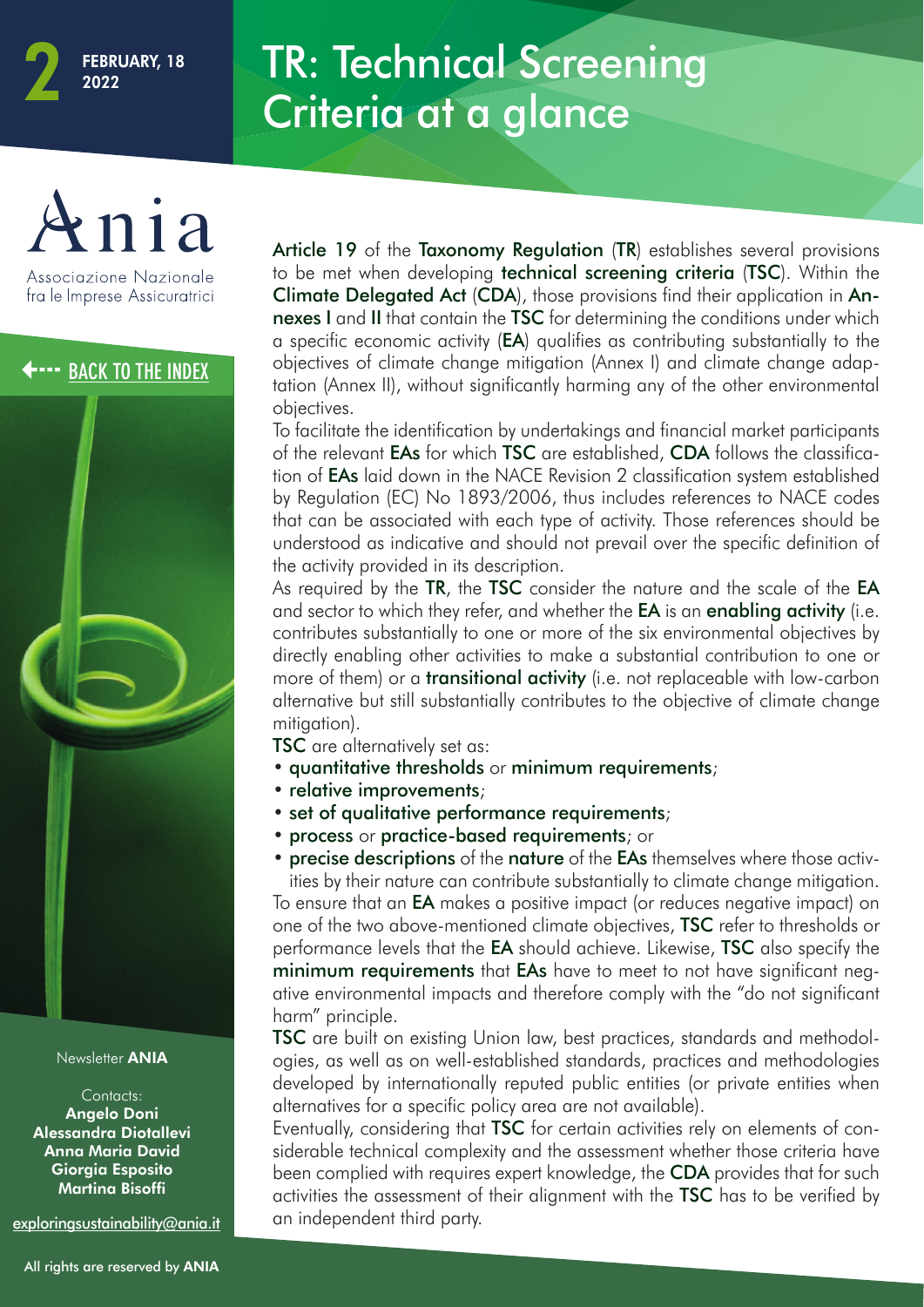# TR: Technical Screening Criteria at a glance

**2** FEBRUARY, 18 2022

**Article 19** of the **Taxonomy Regulation** (**TR**) establishes several provisions to be met when developing **technical screening criteria** (**TSC**). Within the **Climate Delegated Act** (**CDA**), those provisions find their application in **Annexes I** and **II** that contain the **TSC** for determining the conditions under which a specific economic activity (**EA**) qualifies as contributing substantially to the objectives of climate change mitigation (Annex I) and climate change adaptation (Annex II), without significantly harming any of the other environmental objectives.

To facilitate the identification by undertakings and financial market participants of the relevant **EAs** for which **TSC** are established, **CDA** follows the classification of **EAs** laid down in the NACE Revision 2 classification system established by Regulation (EC) No 1893/2006, thus includes references to NACE codes that can be associated with each type of activity. Those references should be understood as indicative and should not prevail over the specific definition of the activity provided in its description.

As required by the **TR**, the **TSC** consider the nature and the scale of the **EA** and sector to which they refer, and whether the **EA** is an **enabling activity** (i.e. contributes substantially to one or more of the six environmental objectives by directly enabling other activities to make a substantial contribution to one or more of them) or a **transitional activity** (i.e. not replaceable with low-carbon alternative but still substantially contributes to the objective of climate change mitigation).

**TSC** are alternatively set as:

- **quantitative thresholds** or **minimum requirements**;
- **relative improvements**;
- **set of qualitative performance requirements**;
- **process** or **practice-based requirements**; or
- **precise descriptions** of the **nature** of the **EAs** themselves where those activities by their nature can contribute substantially to climate change mitigation.

To ensure that an **EA** makes a positive impact (or reduces negative impact) on one of the two above-mentioned climate objectives, **TSC** refer to thresholds or performance levels that the **EA** should achieve. Likewise, **TSC** also specify the **minimum requirements** that **EAs** have to meet to not have significant negative environmental impacts and therefore comply with the "do not significant harm" principle.

**TSC** are built on existing Union law, best practices, standards and methodologies, as well as on well-established standards, practices and methodologies developed by internationally reputed public entities (or private entities when alternatives for a specific policy area are not available).

Eventually, considering that **TSC** for certain activities rely on elements of considerable technical complexity and the assessment whether those criteria have been complied with requires expert knowledge, the **CDA** provides that for such activities the assessment of their alignment with the **TSC** has to be verified by an independent third party.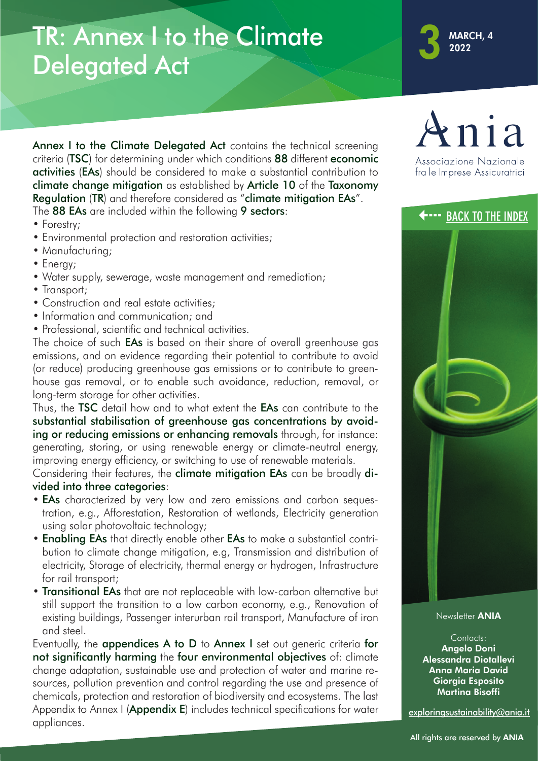# TR: Annex I to the Climate Delegated Act

**Annex I to the Climate Delegated Act** contains the technical screening criteria (**TSC**) for determining under which conditions **88** different **economic activities** (**EAs**) should be considered to make a substantial contribution to **climate change mitigation** as established by **Article 10** of the **Taxonomy Regulation** (**TR**) and therefore considered as "**climate mitigation EAs**".

The **88 EAs** are included within the following **9 sectors**:

- Forestry;
- Environmental protection and restoration activities;
- Manufacturing;
- Energy;
- Water supply, sewerage, waste management and remediation;
- Transport;
- Construction and real estate activities;
- Information and communication; and
- Professional, scientific and technical activities.

The choice of such **EAs** is based on their share of overall greenhouse gas emissions, and on evidence regarding their potential to contribute to avoid (or reduce) producing greenhouse gas emissions or to contribute to greenhouse gas removal, or to enable such avoidance, reduction, removal, or long-term storage for other activities.

Thus, the **TSC** detail how and to what extent the **EAs** can contribute to the **substantial stabilisation of greenhouse gas concentrations by avoiding or reducing emissions or enhancing removals** through, for instance: generating, storing, or using renewable energy or climate-neutral energy, improving energy efficiency, or switching to use of renewable materials.

Considering their features, the **climate mitigation EAs** can be broadly **divided into three categories**:

- **EAs** characterized by very low and zero emissions and carbon sequestration, e.g., Afforestation, Restoration of wetlands, Electricity generation using solar photovoltaic technology;
- **Enabling EAs** that directly enable other **EAs** to make a substantial contribution to climate change mitigation, e.g, Transmission and distribution of electricity, Storage of electricity, thermal energy or hydrogen, Infrastructure for rail transport;
- **Transitional EAs** that are not replaceable with low-carbon alternative but still support the transition to a low carbon economy, e.g., Renovation of existing buildings, Passenger interurban rail transport, Manufacture of iron and steel.

Eventually, the **appendices A to D** to **Annex I** set out generic criteria **for not significantly harming** the **four environmental objectives** of: climate change adaptation, sustainable use and protection of water and marine resources, pollution prevention and control regarding the use and presence of chemicals, protection and restoration of biodiversity and ecosystems. The last Appendix to Annex I (**Appendix E**) includes technical specifications for water appliances.

3 MARCH, 4 2022

Ania
Associazione Nazionale fra le Imprese Assicuratrici

BACK TO THE INDEX

Newsletter **ANIA**

Contacts:
**Angelo Doni**
**Alessandra Diotallevi**
**Anna Maria David**
**Giorgia Esposito**
**Martina Bisoffi**

exploringsustainability@ania.it

All rights are reserved by **ANIA**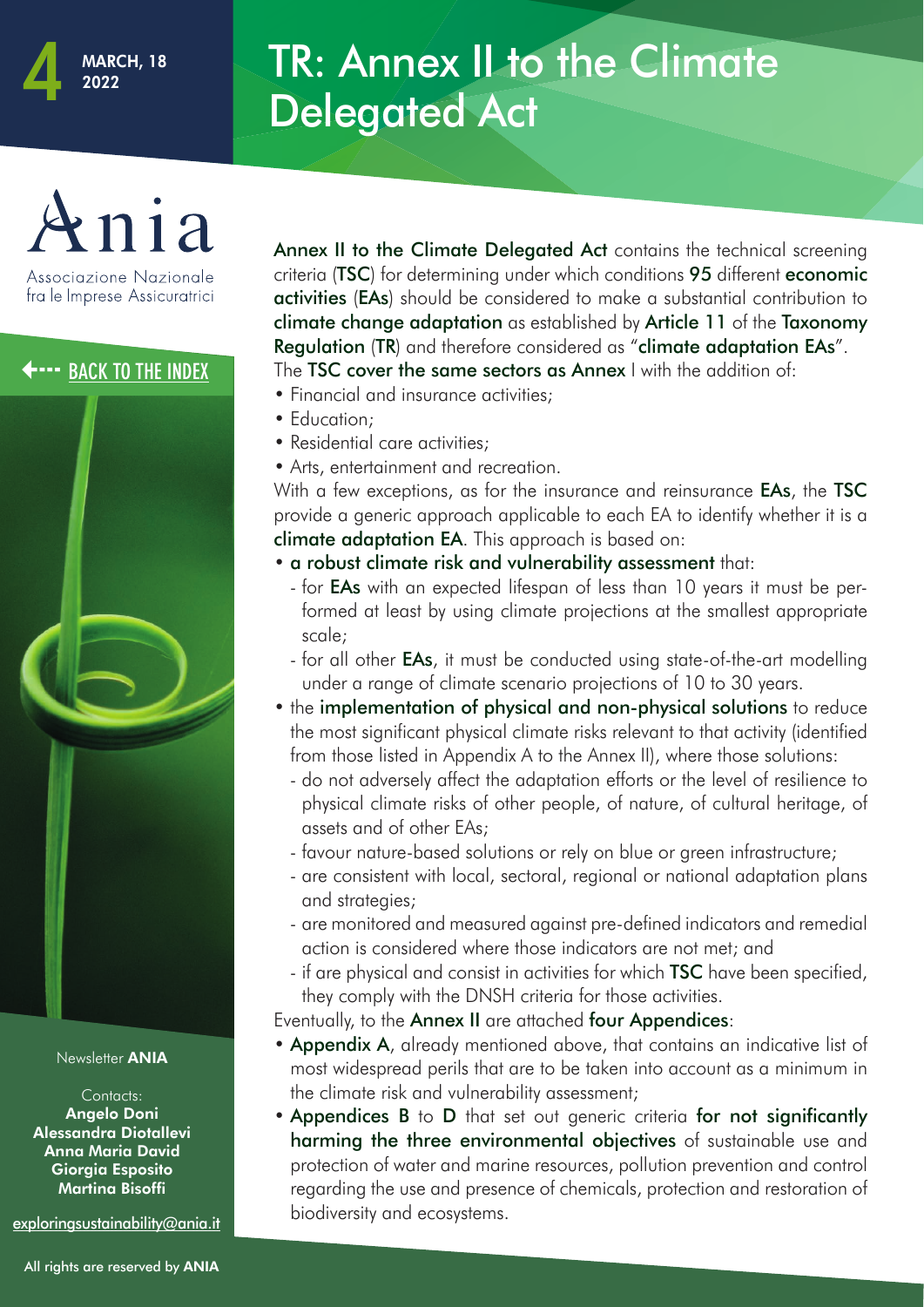# TR: Annex II to the Climate Delegated Act

**Annex II to the Climate Delegated Act** contains the technical screening criteria (**TSC**) for determining under which conditions **95** different **economic activities** (**EAs**) should be considered to make a substantial contribution to **climate change adaptation** as established by **Article 11** of the **Taxonomy Regulation** (**TR**) and therefore considered as "**climate adaptation EAs**".

The **TSC cover the same sectors as Annex** I with the addition of:

- Financial and insurance activities;
- Education;
- Residential care activities;
- Arts, entertainment and recreation.

With a few exceptions, as for the insurance and reinsurance **EAs**, the **TSC** provide a generic approach applicable to each EA to identify whether it is a **climate adaptation EA**. This approach is based on:

- **a robust climate risk and vulnerability assessment** that:
  - for **EAs** with an expected lifespan of less than 10 years it must be performed at least by using climate projections at the smallest appropriate scale;
  - for all other **EAs**, it must be conducted using state-of-the-art modelling under a range of climate scenario projections of 10 to 30 years.
- the **implementation of physical and non-physical solutions** to reduce the most significant physical climate risks relevant to that activity (identified from those listed in Appendix A to the Annex II), where those solutions:
  - do not adversely affect the adaptation efforts or the level of resilience to physical climate risks of other people, of nature, of cultural heritage, of assets and of other EAs;
  - favour nature-based solutions or rely on blue or green infrastructure;
  - are consistent with local, sectoral, regional or national adaptation plans and strategies;
  - are monitored and measured against pre-defined indicators and remedial action is considered where those indicators are not met; and
  - if are physical and consist in activities for which **TSC** have been specified, they comply with the DNSH criteria for those activities.

Eventually, to the **Annex II** are attached **four Appendices**:

- **Appendix A**, already mentioned above, that contains an indicative list of most widespread perils that are to be taken into account as a minimum in the climate risk and vulnerability assessment;
- **Appendices B** to **D** that set out generic criteria **for not significantly harming the three environmental objectives** of sustainable use and protection of water and marine resources, pollution prevention and control regarding the use and presence of chemicals, protection and restoration of biodiversity and ecosystems.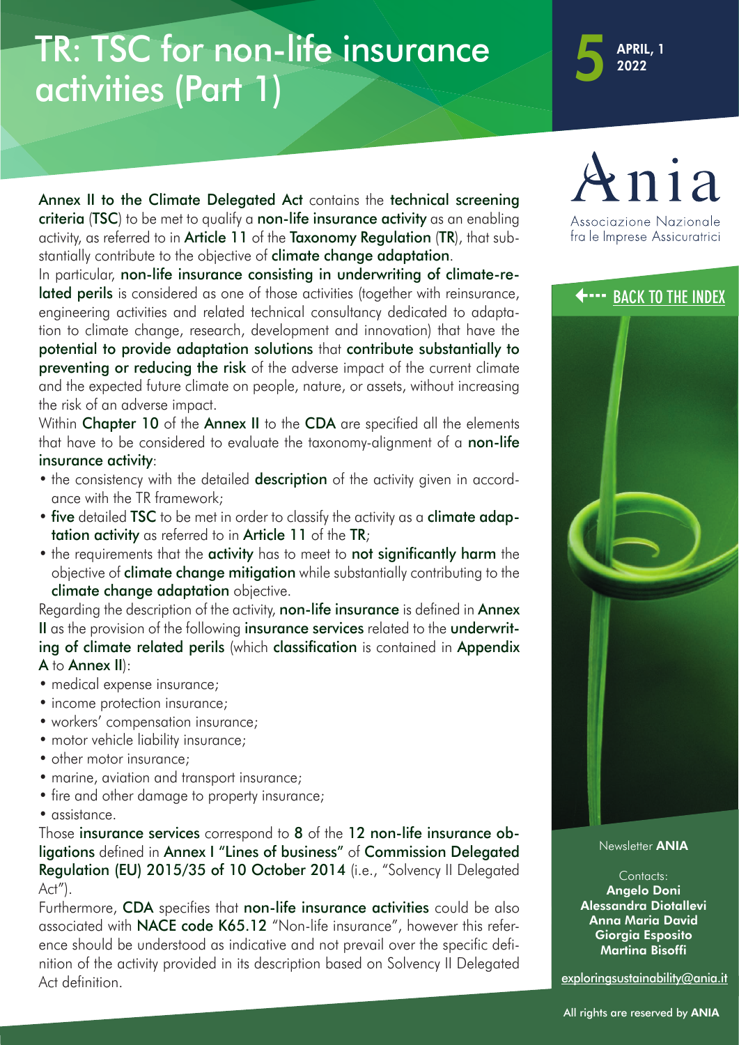# TR: TSC for non-life insurance activities (Part 1)

5 APRIL, 1 2022

**Annex II to the Climate Delegated Act** contains the **technical screening criteria** (**TSC**) to be met to qualify a **non-life insurance activity** as an enabling activity, as referred to in **Article 11** of the **Taxonomy Regulation** (**TR**), that substantially contribute to the objective of **climate change adaptation**.

In particular, **non-life insurance consisting in underwriting of climate-related perils** is considered as one of those activities (together with reinsurance, engineering activities and related technical consultancy dedicated to adaptation to climate change, research, development and innovation) that have the **potential to provide adaptation solutions** that **contribute substantially to preventing or reducing the risk** of the adverse impact of the current climate and the expected future climate on people, nature, or assets, without increasing the risk of an adverse impact.

Within **Chapter 10** of the **Annex II** to the **CDA** are specified all the elements that have to be considered to evaluate the taxonomy-alignment of a **non-life insurance activity**:

- the consistency with the detailed **description** of the activity given in accordance with the TR framework;
- **five** detailed **TSC** to be met in order to classify the activity as a **climate adaptation activity** as referred to in **Article 11** of the **TR**;
- the requirements that the **activity** has to meet to **not significantly harm** the objective of **climate change mitigation** while substantially contributing to the **climate change adaptation** objective.

Regarding the description of the activity, **non-life insurance** is defined in **Annex II** as the provision of the following **insurance services** related to the **underwriting of climate related perils** (which **classification** is contained in **Appendix A** to **Annex II**):

- medical expense insurance;
- income protection insurance;
- workers' compensation insurance;
- motor vehicle liability insurance;
- other motor insurance;
- marine, aviation and transport insurance;
- fire and other damage to property insurance;
- assistance.

Those **insurance services** correspond to **8** of the **12 non-life insurance obligations** defined in **Annex I "Lines of business"** of **Commission Delegated Regulation (EU) 2015/35 of 10 October 2014** (i.e., "Solvency II Delegated Act").

Furthermore, **CDA** specifies that **non-life insurance activities** could be also associated with **NACE code K65.12** "Non-life insurance", however this reference should be understood as indicative and not prevail over the specific definition of the activity provided in its description based on Solvency II Delegated Act definition.

Ania
Associazione Nazionale fra le Imprese Assicuratrici

BACK TO THE INDEX

Newsletter **ANIA**

Contacts:
**Angelo Doni**
**Alessandra Diotallevi**
**Anna Maria David**
**Giorgia Esposito**
**Martina Bisoffi**

exploringsustainability@ania.it

All rights are reserved by **ANIA**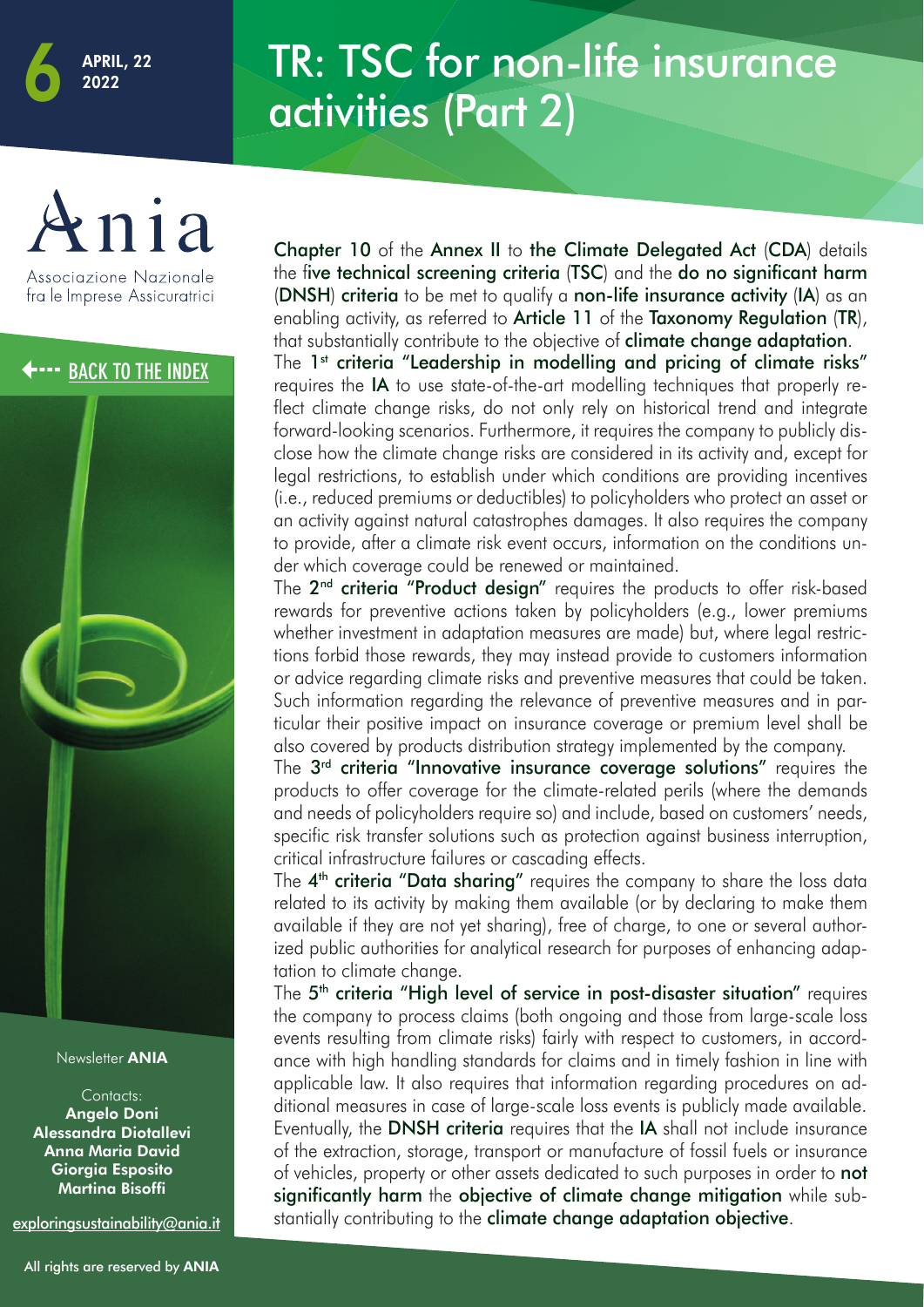# TR: TSC for non-life insurance activities (Part 2)

6 APRIL, 22 2022

Ania
Associazione Nazionale fra le Imprese Assicuratrici

BACK TO THE INDEX

Chapter 10 of the Annex II to the Climate Delegated Act (CDA) details the five technical screening criteria (TSC) and the do no significant harm (DNSH) criteria to be met to qualify a non-life insurance activity (IA) as an enabling activity, as referred to Article 11 of the Taxonomy Regulation (TR), that substantially contribute to the objective of climate change adaptation.

The 1st criteria "Leadership in modelling and pricing of climate risks" requires the IA to use state-of-the-art modelling techniques that properly reflect climate change risks, do not only rely on historical trend and integrate forward-looking scenarios. Furthermore, it requires the company to publicly disclose how the climate change risks are considered in its activity and, except for legal restrictions, to establish under which conditions are providing incentives (i.e., reduced premiums or deductibles) to policyholders who protect an asset or an activity against natural catastrophes damages. It also requires the company to provide, after a climate risk event occurs, information on the conditions under which coverage could be renewed or maintained.

The 2nd criteria "Product design" requires the products to offer risk-based rewards for preventive actions taken by policyholders (e.g., lower premiums whether investment in adaptation measures are made) but, where legal restrictions forbid those rewards, they may instead provide to customers information or advice regarding climate risks and preventive measures that could be taken. Such information regarding the relevance of preventive measures and in particular their positive impact on insurance coverage or premium level shall be also covered by products distribution strategy implemented by the company.

The 3rd criteria "Innovative insurance coverage solutions" requires the products to offer coverage for the climate-related perils (where the demands and needs of policyholders require so) and include, based on customers' needs, specific risk transfer solutions such as protection against business interruption, critical infrastructure failures or cascading effects.

The 4th criteria "Data sharing" requires the company to share the loss data related to its activity by making them available (or by declaring to make them available if they are not yet sharing), free of charge, to one or several authorized public authorities for analytical research for purposes of enhancing adaptation to climate change.

The 5th criteria "High level of service in post-disaster situation" requires the company to process claims (both ongoing and those from large-scale loss events resulting from climate risks) fairly with respect to customers, in accordance with high handling standards for claims and in timely fashion in line with applicable law. It also requires that information regarding procedures on additional measures in case of large-scale loss events is publicly made available.

Eventually, the DNSH criteria requires that the IA shall not include insurance of the extraction, storage, transport or manufacture of fossil fuels or insurance of vehicles, property or other assets dedicated to such purposes in order to not significantly harm the objective of climate change mitigation while substantially contributing to the climate change adaptation objective.

Newsletter ANIA

Contacts:
Angelo Doni
Alessandra Diotallevi
Anna Maria David
Giorgia Esposito
Martina Bisoffi

exploringsustainability@ania.it

All rights are reserved by ANIA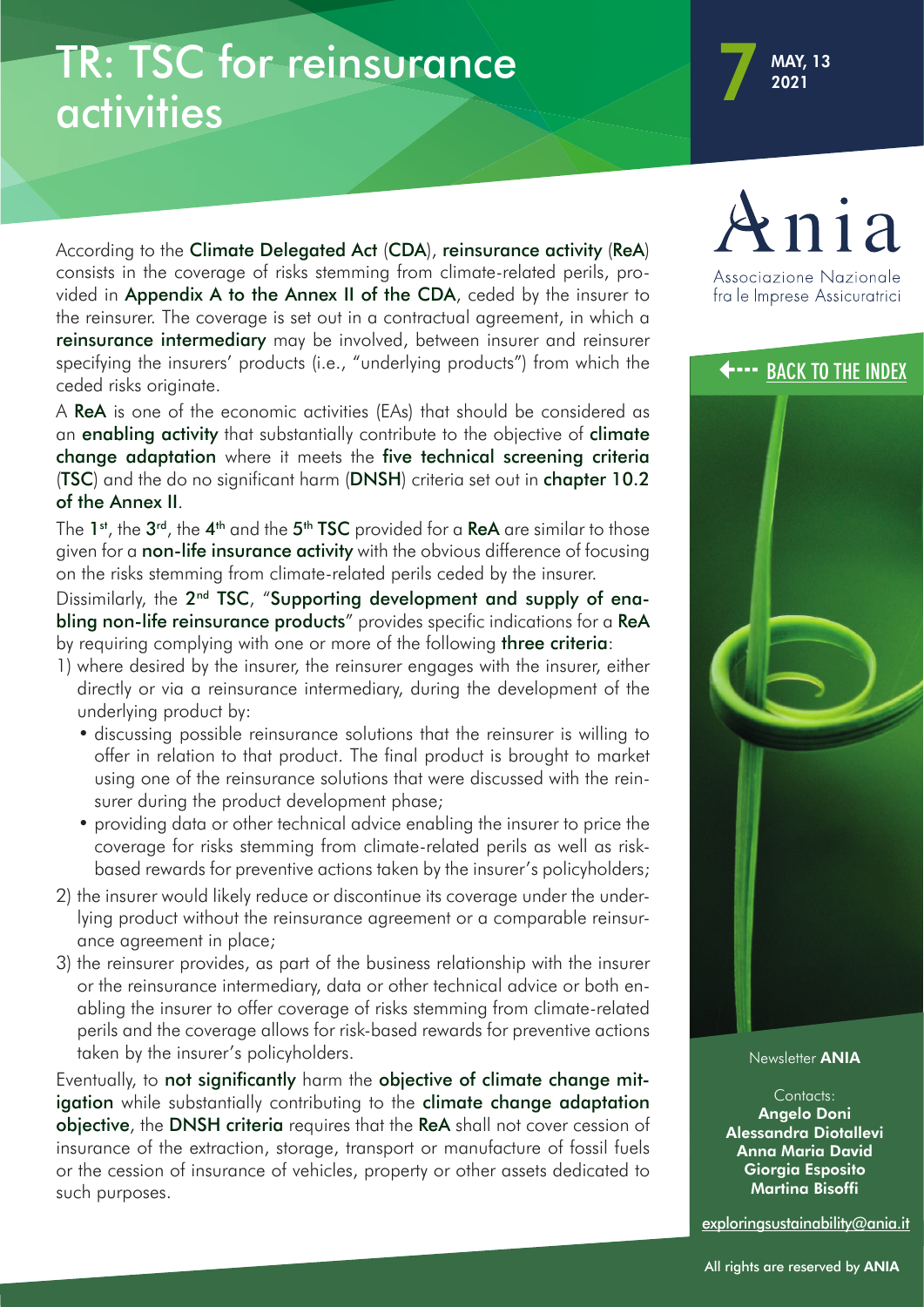# TR: TSC for reinsurance activities

**7** MAY, 13 2021

According to the Climate Delegated Act (CDA), reinsurance activity (ReA) consists in the coverage of risks stemming from climate-related perils, provided in Appendix A to the Annex II of the CDA, ceded by the insurer to the reinsurer. The coverage is set out in a contractual agreement, in which a reinsurance intermediary may be involved, between insurer and reinsurer specifying the insurers' products (i.e., "underlying products") from which the ceded risks originate.

A ReA is one of the economic activities (EAs) that should be considered as an enabling activity that substantially contribute to the objective of climate change adaptation where it meets the five technical screening criteria (TSC) and the do no significant harm (DNSH) criteria set out in chapter 10.2 of the Annex II.

The 1st, the 3rd, the 4th and the 5th TSC provided for a ReA are similar to those given for a non-life insurance activity with the obvious difference of focusing on the risks stemming from climate-related perils ceded by the insurer.

Dissimilarly, the 2nd TSC, "Supporting development and supply of enabling non-life reinsurance products" provides specific indications for a ReA by requiring complying with one or more of the following three criteria:

1) where desired by the insurer, the reinsurer engages with the insurer, either directly or via a reinsurance intermediary, during the development of the underlying product by:
   - discussing possible reinsurance solutions that the reinsurer is willing to offer in relation to that product. The final product is brought to market using one of the reinsurance solutions that were discussed with the reinsurer during the product development phase;
   - providing data or other technical advice enabling the insurer to price the coverage for risks stemming from climate-related perils as well as risk-based rewards for preventive actions taken by the insurer's policyholders;
2) the insurer would likely reduce or discontinue its coverage under the underlying product without the reinsurance agreement or a comparable reinsurance agreement in place;
3) the reinsurer provides, as part of the business relationship with the insurer or the reinsurance intermediary, data or other technical advice or both enabling the insurer to offer coverage of risks stemming from climate-related perils and the coverage allows for risk-based rewards for preventive actions taken by the insurer's policyholders.

Eventually, to not significantly harm the objective of climate change mitigation while substantially contributing to the climate change adaptation objective, the DNSH criteria requires that the ReA shall not cover cession of insurance of the extraction, storage, transport or manufacture of fossil fuels or the cession of insurance of vehicles, property or other assets dedicated to such purposes.

Ania
Associazione Nazionale fra le Imprese Assicuratrici

BACK TO THE INDEX

Newsletter **ANIA**

Contacts:
**Angelo Doni**
**Alessandra Diotallevi**
**Anna Maria David**
**Giorgia Esposito**
**Martina Bisoffi**

exploringsustainability@ania.it

All rights are reserved by **ANIA**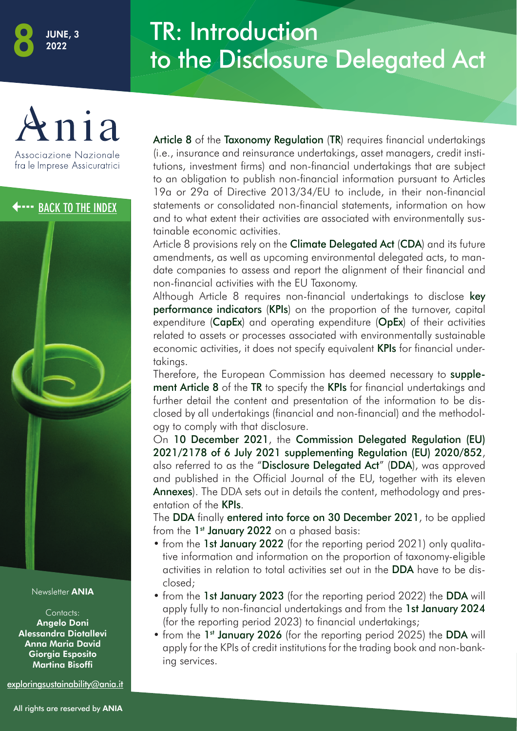# TR: Introduction to the Disclosure Delegated Act

8 JUNE, 3 2022

Ania

Associazione Nazionale fra le Imprese Assicuratrici

BACK TO THE INDEX

Article 8 of the Taxonomy Regulation (TR) requires financial undertakings (i.e., insurance and reinsurance undertakings, asset managers, credit institutions, investment firms) and non-financial undertakings that are subject to an obligation to publish non-financial information pursuant to Articles 19a or 29a of Directive 2013/34/EU to include, in their non-financial statements or consolidated non-financial statements, information on how and to what extent their activities are associated with environmentally sustainable economic activities.

Article 8 provisions rely on the Climate Delegated Act (CDA) and its future amendments, as well as upcoming environmental delegated acts, to mandate companies to assess and report the alignment of their financial and non-financial activities with the EU Taxonomy.

Although Article 8 requires non-financial undertakings to disclose key performance indicators (KPIs) on the proportion of the turnover, capital expenditure (CapEx) and operating expenditure (OpEx) of their activities related to assets or processes associated with environmentally sustainable economic activities, it does not specify equivalent KPIs for financial undertakings.

Therefore, the European Commission has deemed necessary to supplement Article 8 of the TR to specify the KPIs for financial undertakings and further detail the content and presentation of the information to be disclosed by all undertakings (financial and non-financial) and the methodology to comply with that disclosure.

On 10 December 2021, the Commission Delegated Regulation (EU) 2021/2178 of 6 July 2021 supplementing Regulation (EU) 2020/852, also referred to as the "Disclosure Delegated Act" (DDA), was approved and published in the Official Journal of the EU, together with its eleven Annexes). The DDA sets out in details the content, methodology and presentation of the KPIs.

The DDA finally entered into force on 30 December 2021, to be applied from the 1st January 2022 on a phased basis:

- from the 1st January 2022 (for the reporting period 2021) only qualitative information and information on the proportion of taxonomy-eligible activities in relation to total activities set out in the DDA have to be disclosed;
- from the 1st January 2023 (for the reporting period 2022) the DDA will apply fully to non-financial undertakings and from the 1st January 2024 (for the reporting period 2023) to financial undertakings;
- from the 1st January 2026 (for the reporting period 2025) the DDA will apply for the KPIs of credit institutions for the trading book and non-banking services.

Newsletter **ANIA**

Contacts:
**Angelo Doni**
**Alessandra Diotallevi**
**Anna Maria David**
**Giorgia Esposito**
**Martina Bisoffi**

exploringsustainability@ania.it

All rights are reserved by **ANIA**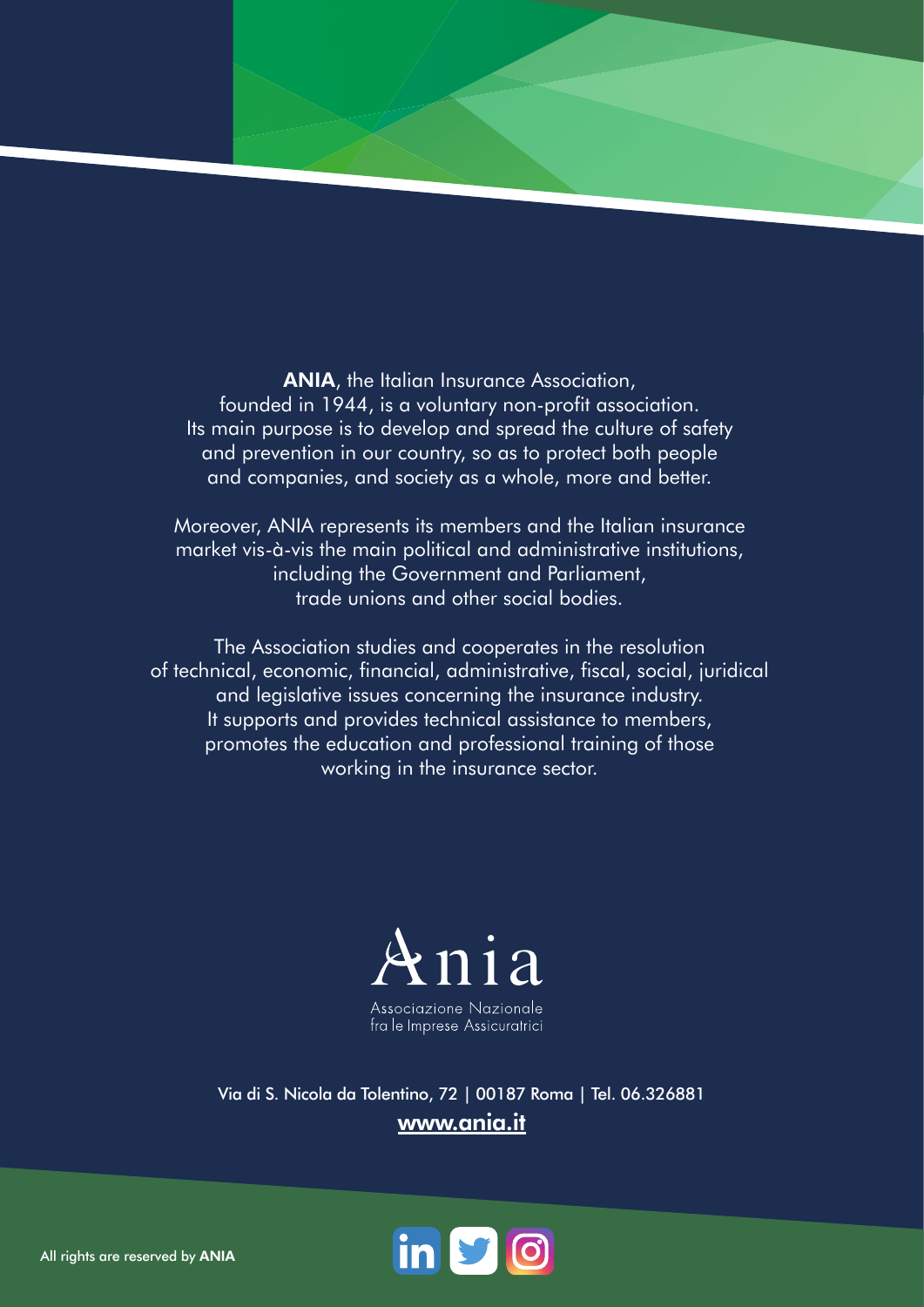**ANIA**, the Italian Insurance Association, founded in 1944, is a voluntary non-profit association. Its main purpose is to develop and spread the culture of safety and prevention in our country, so as to protect both people and companies, and society as a whole, more and better.

Moreover, ANIA represents its members and the Italian insurance market vis-à-vis the main political and administrative institutions, including the Government and Parliament, trade unions and other social bodies.

The Association studies and cooperates in the resolution of technical, economic, financial, administrative, fiscal, social, juridical and legislative issues concerning the insurance industry. It supports and provides technical assistance to members, promotes the education and professional training of those working in the insurance sector.

Ania

Associazione Nazionale fra le Imprese Assicuratrici

Via di S. Nicola da Tolentino, 72 | 00187 Roma | Tel. 06.326881

www.ania.it

All rights are reserved by **ANIA**